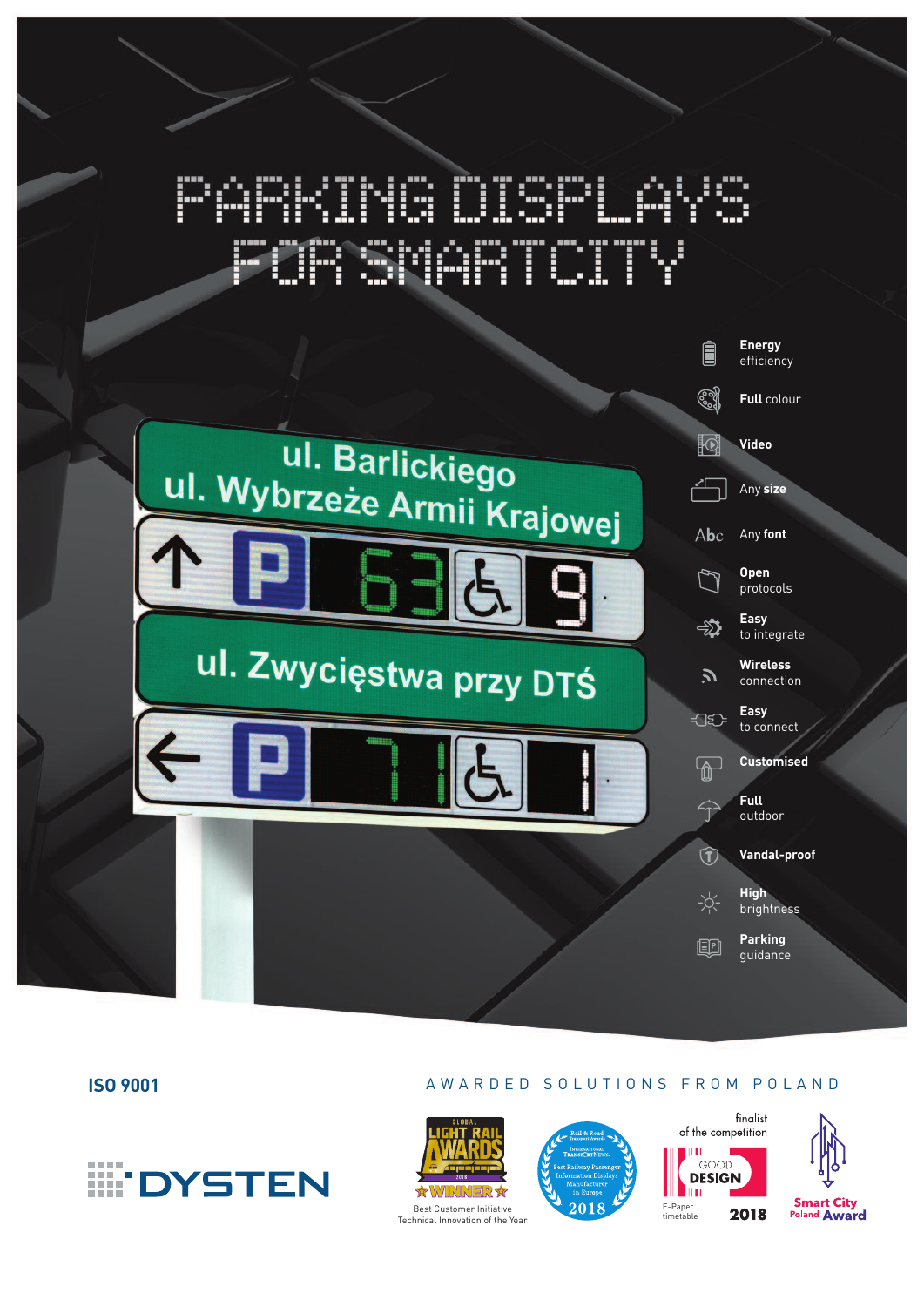# PARKING DISPLAYS FOR SMARTCITY

ul. Barlickiego
ul. Wybrzeże Armii Krajowej

63 9

ul. Zwycięstwa przy DTŚ

71 1

- **Energy** efficiency
- **Full** colour
- **Video**
- Any **size**
- Any **font**
- **Open** protocols
- **Easy** to integrate
- **Wireless** connection
- **Easy** to connect
- **Customised**
- **Full** outdoor
- **Vandal-proof**
- **High** brightness
- **Parking** guidance

**ISO 9001**

DYSTEN

AWARDED SOLUTIONS FROM POLAND

GLOBAL LIGHT RAIL AWARDS 2018 WINNER
Best Customer Initiative
Technical Innovation of the Year

Rail & Road Transport Awards – International Transport News – Best Railway Passenger Information Displays Manufacturer in Europe 2018

finalist of the competition GOOD DESIGN 2018
E-Paper timetable

Smart City Poland Award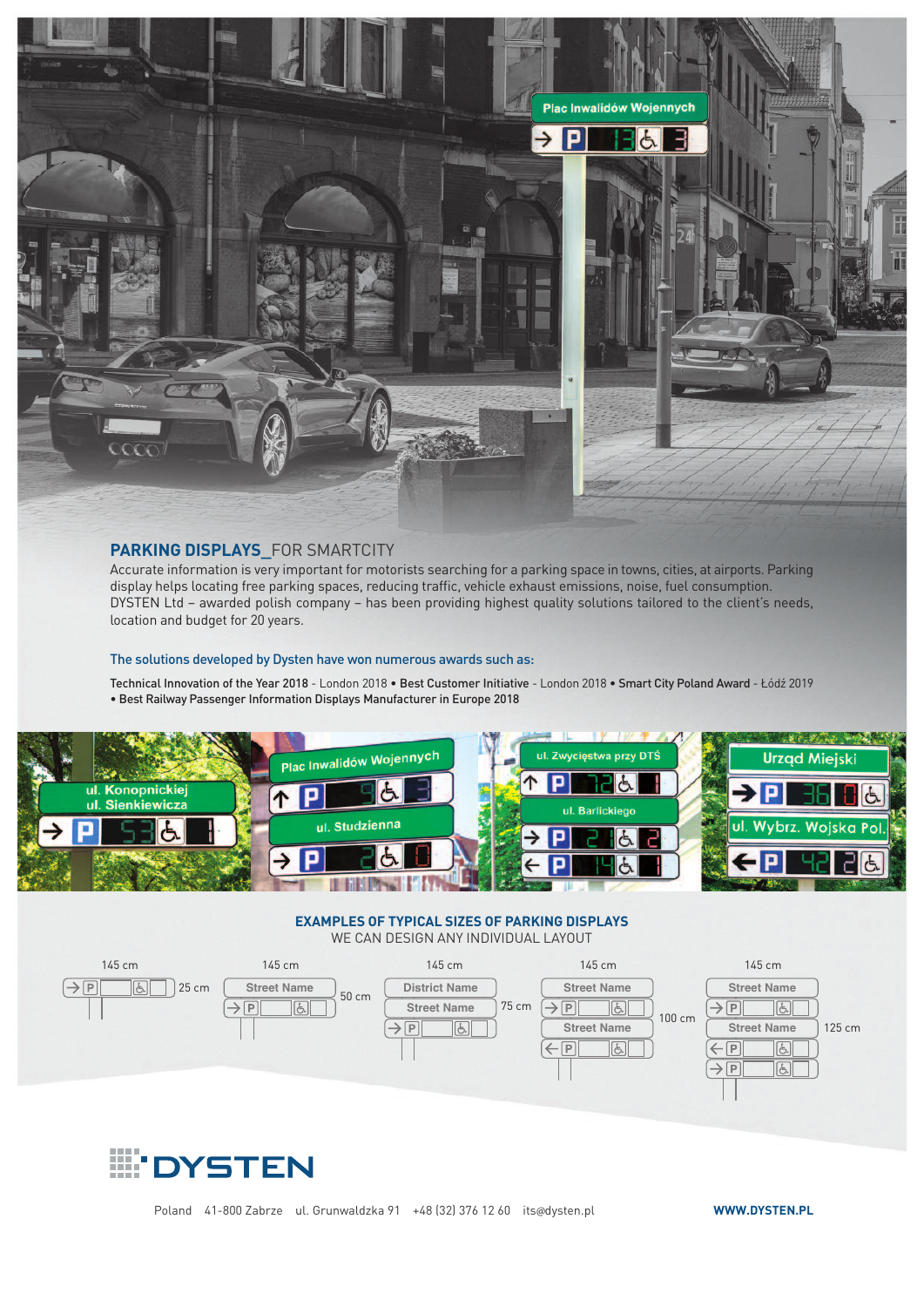## PARKING DISPLAYS_FOR SMARTCITY

Accurate information is very important for motorists searching for a parking space in towns, cities, at airports. Parking display helps locating free parking spaces, reducing traffic, vehicle exhaust emissions, noise, fuel consumption. DYSTEN Ltd – awarded polish company – has been providing highest quality solutions tailored to the client's needs, location and budget for 20 years.

### The solutions developed by Dysten have won numerous awards such as:

**Technical Innovation of the Year 2018** - London 2018 • **Best Customer Initiative** - London 2018 • **Smart City Poland Award** - Łódź 2019 • **Best Railway Passenger Information Displays Manufacturer in Europe 2018**

### EXAMPLES OF TYPICAL SIZES OF PARKING DISPLAYS

WE CAN DESIGN ANY INDIVIDUAL LAYOUT

145 cm — 25 cm

145 cm — Street Name — 50 cm

145 cm — District Name, Street Name — 75 cm

145 cm — Street Name, Street Name — 100 cm

145 cm — Street Name, Street Name — 125 cm

**DYSTEN**

Poland 41-800 Zabrze ul. Grunwaldzka 91 +48 (32) 376 12 60 its@dysten.pl

**WWW.DYSTEN.PL**